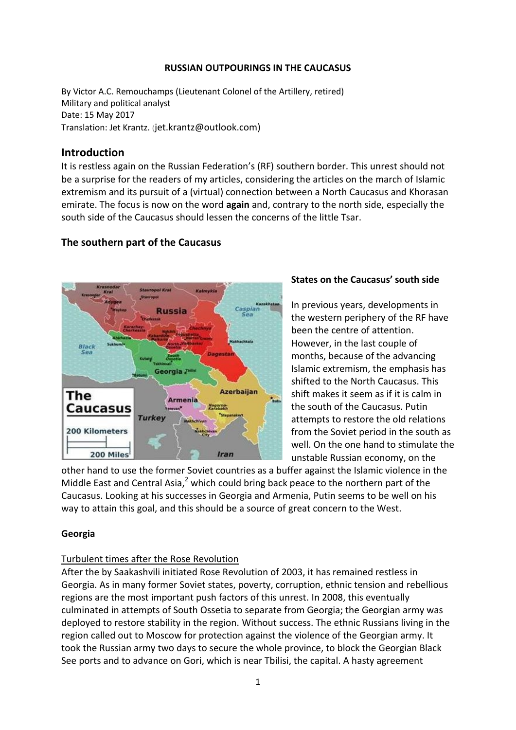**RUSSIAN OUTPOURINGS IN THE CAUCASUS**

By Victor A.C. Remouchamps (Lieutenant Colonel of the Artillery, retired)
Military and political analyst
Date: 15 May 2017
Translation: Jet Krantz. (jet.krantz@outlook.com)

## Introduction

It is restless again on the Russian Federation's (RF) southern border. This unrest should not be a surprise for the readers of my articles, considering the articles on the march of Islamic extremism and its pursuit of a (virtual) connection between a North Caucasus and Khorasan emirate. The focus is now on the word **again** and, contrary to the north side, especially the south side of the Caucasus should lessen the concerns of the little Tsar.

### The southern part of the Caucasus

**States on the Caucasus' south side**

In previous years, developments in the western periphery of the RF have been the centre of attention. However, in the last couple of months, because of the advancing Islamic extremism, the emphasis has shifted to the North Caucasus. This shift makes it seem as if it is calm in the south of the Caucasus. Putin attempts to restore the old relations from the Soviet period in the south as well. On the one hand to stimulate the unstable Russian economy, on the other hand to use the former Soviet countries as a buffer against the Islamic violence in the Middle East and Central Asia,[2] which could bring back peace to the northern part of the Caucasus. Looking at his successes in Georgia and Armenia, Putin seems to be well on his way to attain this goal, and this should be a source of great concern to the West.

**Georgia**

Turbulent times after the Rose Revolution

After the by Saakashvili initiated Rose Revolution of 2003, it has remained restless in Georgia. As in many former Soviet states, poverty, corruption, ethnic tension and rebellious regions are the most important push factors of this unrest. In 2008, this eventually culminated in attempts of South Ossetia to separate from Georgia; the Georgian army was deployed to restore stability in the region. Without success. The ethnic Russians living in the region called out to Moscow for protection against the violence of the Georgian army. It took the Russian army two days to secure the whole province, to block the Georgian Black See ports and to advance on Gori, which is near Tbilisi, the capital. A hasty agreement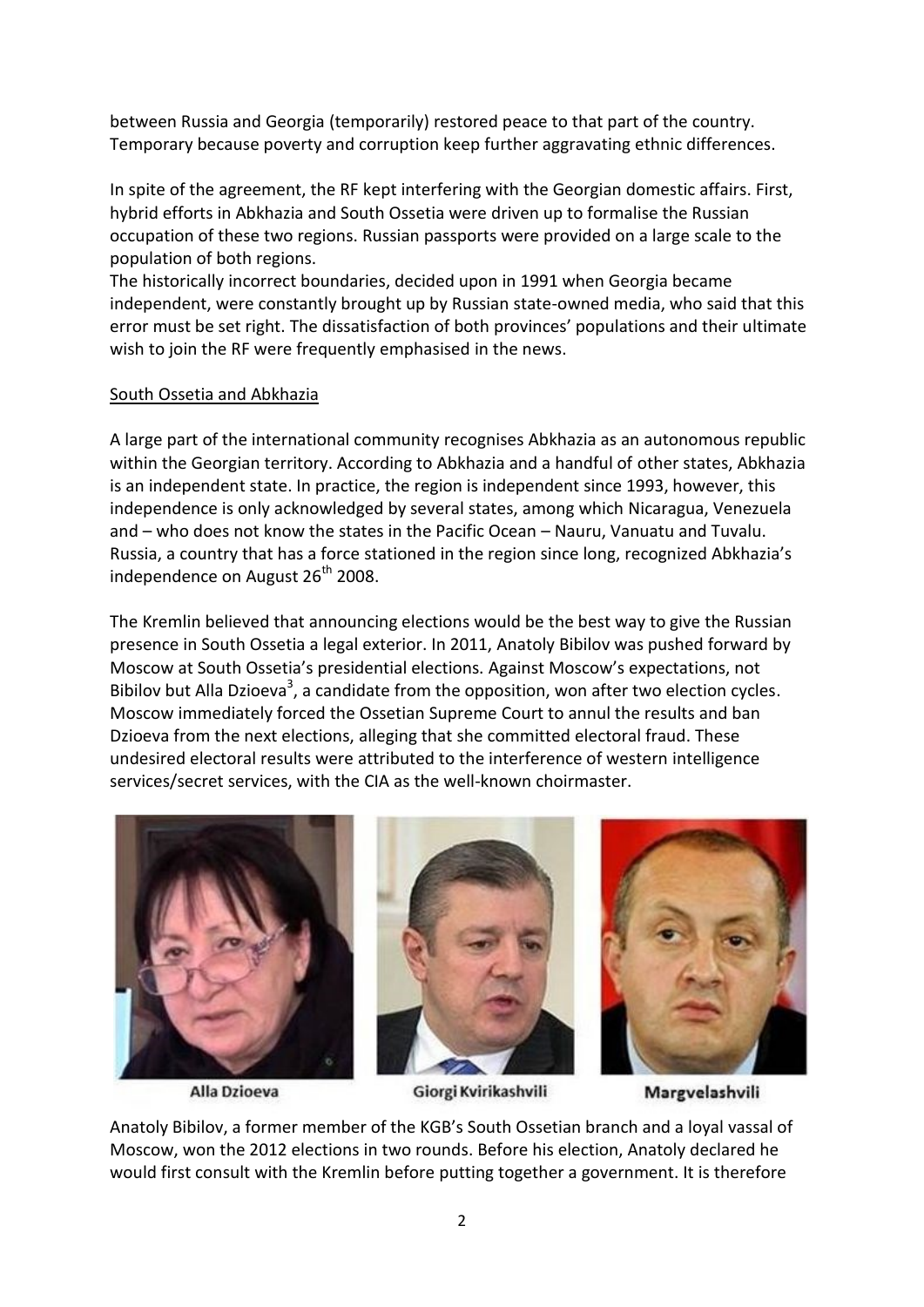between Russia and Georgia (temporarily) restored peace to that part of the country. Temporary because poverty and corruption keep further aggravating ethnic differences.

In spite of the agreement, the RF kept interfering with the Georgian domestic affairs. First, hybrid efforts in Abkhazia and South Ossetia were driven up to formalise the Russian occupation of these two regions. Russian passports were provided on a large scale to the population of both regions.
The historically incorrect boundaries, decided upon in 1991 when Georgia became independent, were constantly brought up by Russian state-owned media, who said that this error must be set right. The dissatisfaction of both provinces' populations and their ultimate wish to join the RF were frequently emphasised in the news.

## South Ossetia and Abkhazia

A large part of the international community recognises Abkhazia as an autonomous republic within the Georgian territory. According to Abkhazia and a handful of other states, Abkhazia is an independent state. In practice, the region is independent since 1993, however, this independence is only acknowledged by several states, among which Nicaragua, Venezuela and – who does not know the states in the Pacific Ocean – Nauru, Vanuatu and Tuvalu. Russia, a country that has a force stationed in the region since long, recognized Abkhazia's independence on August 26th 2008.

The Kremlin believed that announcing elections would be the best way to give the Russian presence in South Ossetia a legal exterior. In 2011, Anatoly Bibilov was pushed forward by Moscow at South Ossetia's presidential elections. Against Moscow's expectations, not Bibilov but Alla Dzioeva[3], a candidate from the opposition, won after two election cycles. Moscow immediately forced the Ossetian Supreme Court to annul the results and ban Dzioeva from the next elections, alleging that she committed electoral fraud. These undesired electoral results were attributed to the interference of western intelligence services/secret services, with the CIA as the well-known choirmaster.

Alla Dzioeva

Giorgi Kvirikashvili

Margvelashvili

Anatoly Bibilov, a former member of the KGB's South Ossetian branch and a loyal vassal of Moscow, won the 2012 elections in two rounds. Before his election, Anatoly declared he would first consult with the Kremlin before putting together a government. It is therefore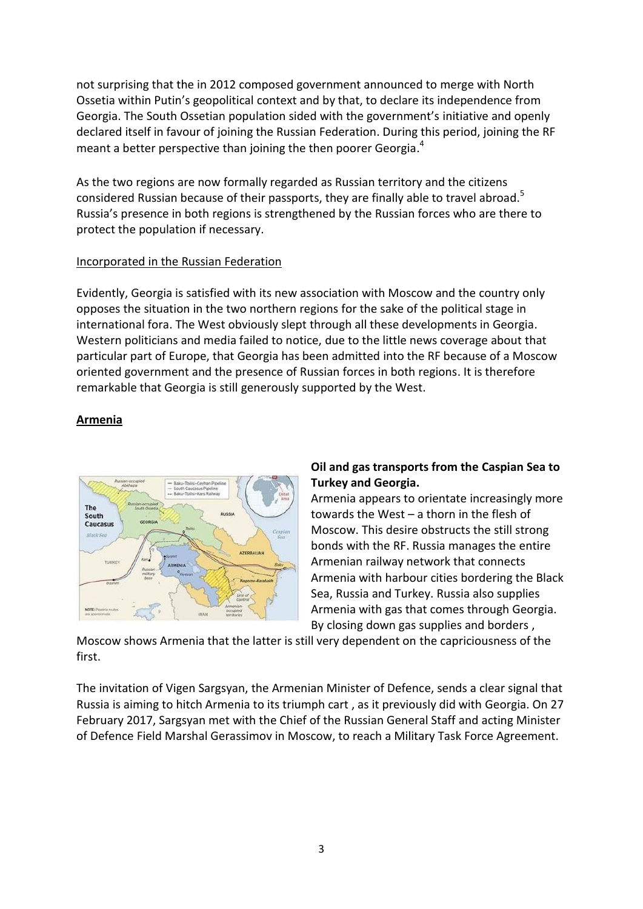not surprising that the in 2012 composed government announced to merge with North Ossetia within Putin's geopolitical context and by that, to declare its independence from Georgia. The South Ossetian population sided with the government's initiative and openly declared itself in favour of joining the Russian Federation. During this period, joining the RF meant a better perspective than joining the then poorer Georgia.[4]

As the two regions are now formally regarded as Russian territory and the citizens considered Russian because of their passports, they are finally able to travel abroad.[5] Russia's presence in both regions is strengthened by the Russian forces who are there to protect the population if necessary.

Incorporated in the Russian Federation

Evidently, Georgia is satisfied with its new association with Moscow and the country only opposes the situation in the two northern regions for the sake of the political stage in international fora. The West obviously slept through all these developments in Georgia. Western politicians and media failed to notice, due to the little news coverage about that particular part of Europe, that Georgia has been admitted into the RF because of a Moscow oriented government and the presence of Russian forces in both regions. It is therefore remarkable that Georgia is still generously supported by the West.

## Armenia

**Oil and gas transports from the Caspian Sea to Turkey and Georgia.**

Armenia appears to orientate increasingly more towards the West – a thorn in the flesh of Moscow. This desire obstructs the still strong bonds with the RF. Russia manages the entire Armenian railway network that connects Armenia with harbour cities bordering the Black Sea, Russia and Turkey. Russia also supplies Armenia with gas that comes through Georgia. By closing down gas supplies and borders , Moscow shows Armenia that the latter is still very dependent on the capriciousness of the first.

The invitation of Vigen Sargsyan, the Armenian Minister of Defence, sends a clear signal that Russia is aiming to hitch Armenia to its triumph cart , as it previously did with Georgia. On 27 February 2017, Sargsyan met with the Chief of the Russian General Staff and acting Minister of Defence Field Marshal Gerassimov in Moscow, to reach a Military Task Force Agreement.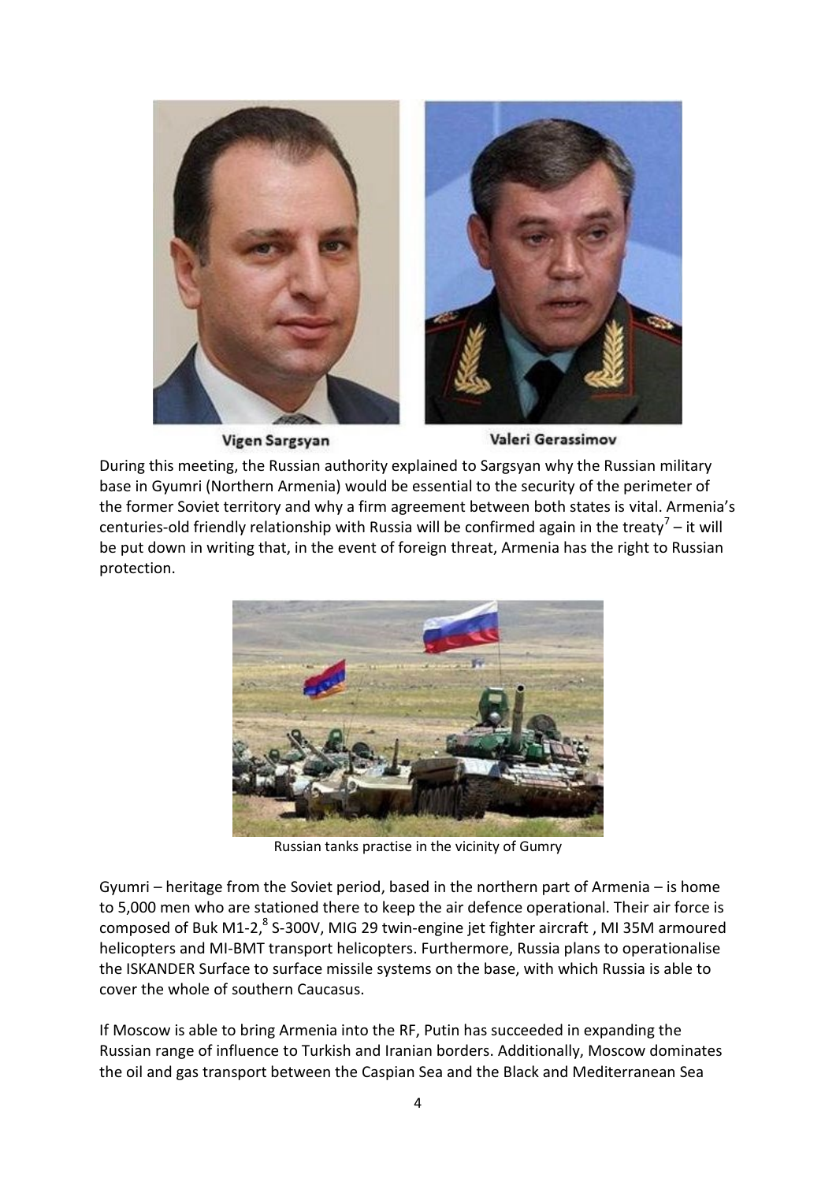Vigen Sargsyan

Valeri Gerassimov

During this meeting, the Russian authority explained to Sargsyan why the Russian military base in Gyumri (Northern Armenia) would be essential to the security of the perimeter of the former Soviet territory and why a firm agreement between both states is vital. Armenia's centuries-old friendly relationship with Russia will be confirmed again in the treaty[7] – it will be put down in writing that, in the event of foreign threat, Armenia has the right to Russian protection.

Russian tanks practise in the vicinity of Gumry

Gyumri – heritage from the Soviet period, based in the northern part of Armenia – is home to 5,000 men who are stationed there to keep the air defence operational. Their air force is composed of Buk M1-2,[8] S-300V, MIG 29 twin-engine jet fighter aircraft , MI 35M armoured helicopters and MI-BMT transport helicopters. Furthermore, Russia plans to operationalise the ISKANDER Surface to surface missile systems on the base, with which Russia is able to cover the whole of southern Caucasus.

If Moscow is able to bring Armenia into the RF, Putin has succeeded in expanding the Russian range of influence to Turkish and Iranian borders. Additionally, Moscow dominates the oil and gas transport between the Caspian Sea and the Black and Mediterranean Sea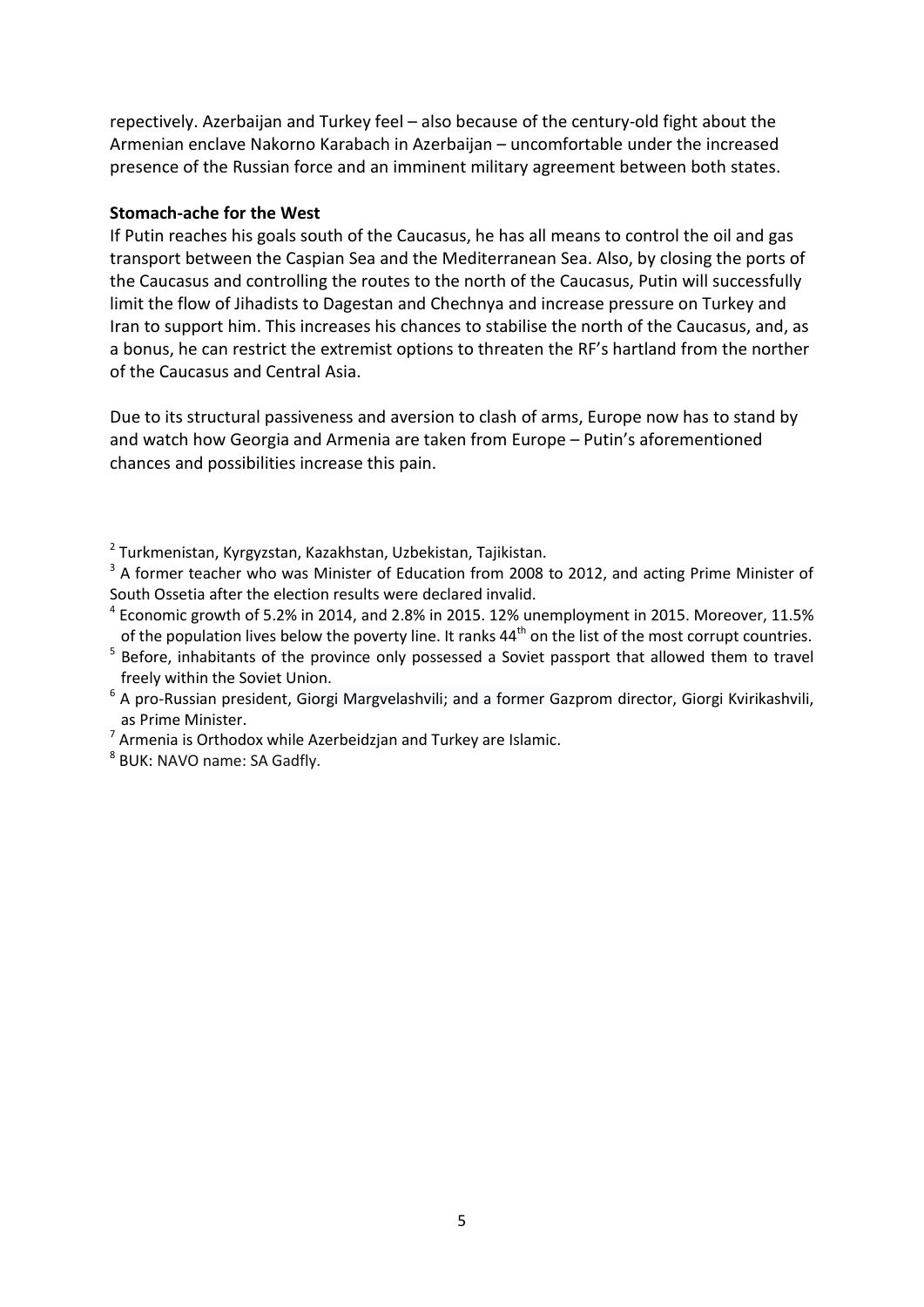repectively. Azerbaijan and Turkey feel – also because of the century-old fight about the Armenian enclave Nakorno Karabach in Azerbaijan – uncomfortable under the increased presence of the Russian force and an imminent military agreement between both states.

**Stomach-ache for the West**

If Putin reaches his goals south of the Caucasus, he has all means to control the oil and gas transport between the Caspian Sea and the Mediterranean Sea. Also, by closing the ports of the Caucasus and controlling the routes to the north of the Caucasus, Putin will successfully limit the flow of Jihadists to Dagestan and Chechnya and increase pressure on Turkey and Iran to support him. This increases his chances to stabilise the north of the Caucasus, and, as a bonus, he can restrict the extremist options to threaten the RF's hartland from the norther of the Caucasus and Central Asia.

Due to its structural passiveness and aversion to clash of arms, Europe now has to stand by and watch how Georgia and Armenia are taken from Europe – Putin's aforementioned chances and possibilities increase this pain.

[2] Turkmenistan, Kyrgyzstan, Kazakhstan, Uzbekistan, Tajikistan.

[3] A former teacher who was Minister of Education from 2008 to 2012, and acting Prime Minister of South Ossetia after the election results were declared invalid.

[4] Economic growth of 5.2% in 2014, and 2.8% in 2015. 12% unemployment in 2015. Moreover, 11.5% of the population lives below the poverty line. It ranks 44th on the list of the most corrupt countries.

[5] Before, inhabitants of the province only possessed a Soviet passport that allowed them to travel freely within the Soviet Union.

[6] A pro-Russian president, Giorgi Margvelashvili; and a former Gazprom director, Giorgi Kvirikashvili, as Prime Minister.

[7] Armenia is Orthodox while Azerbeidzjan and Turkey are Islamic.

[8] BUK: NAVO name: SA Gadfly.